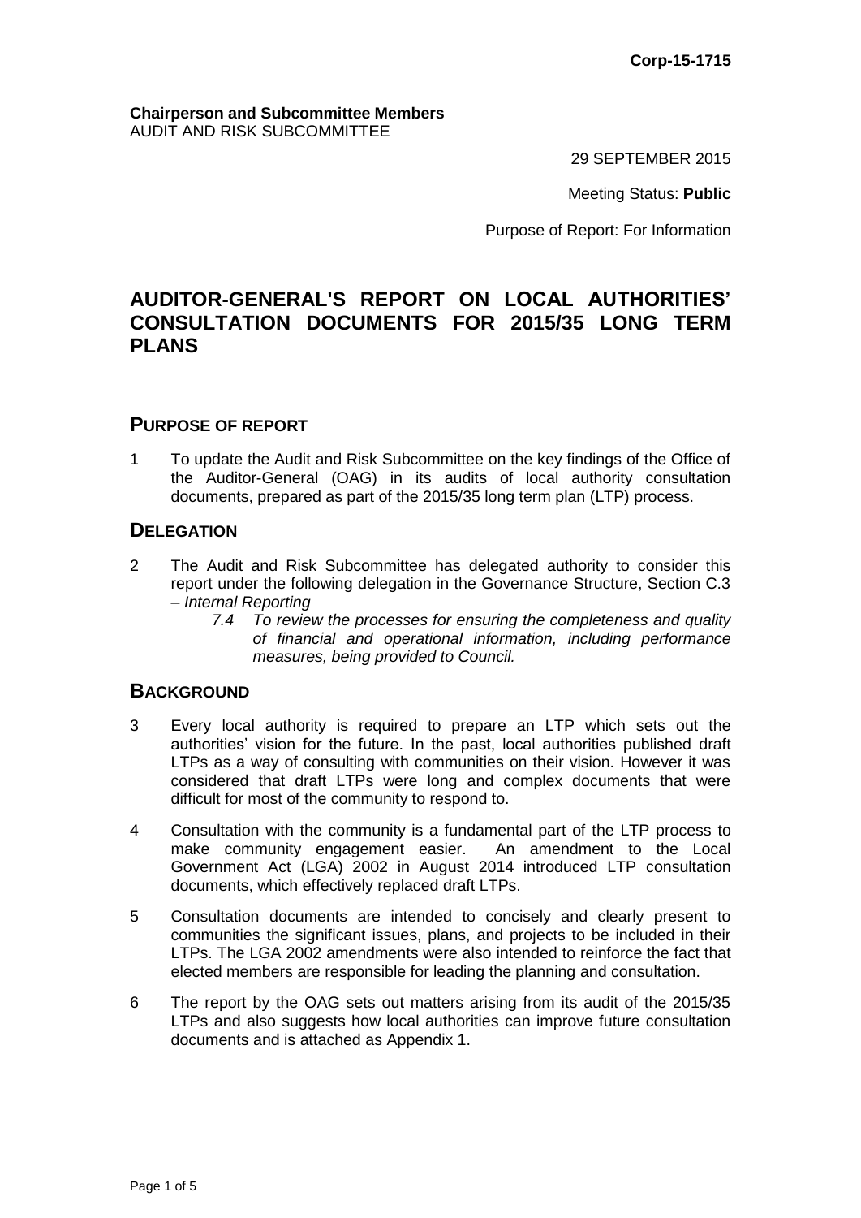**Corp-15-1715**

**Chairperson and Subcommittee Members**
AUDIT AND RISK SUBCOMMITTEE

29 SEPTEMBER 2015

Meeting Status: **Public**

Purpose of Report: For Information

# AUDITOR-GENERAL'S REPORT ON LOCAL AUTHORITIES' CONSULTATION DOCUMENTS FOR 2015/35 LONG TERM PLANS

## PURPOSE OF REPORT

1 To update the Audit and Risk Subcommittee on the key findings of the Office of the Auditor-General (OAG) in its audits of local authority consultation documents, prepared as part of the 2015/35 long term plan (LTP) process.

## DELEGATION

2 The Audit and Risk Subcommittee has delegated authority to consider this report under the following delegation in the Governance Structure, Section C.3 – *Internal Reporting*

> *7.4 To review the processes for ensuring the completeness and quality of financial and operational information, including performance measures, being provided to Council.*

## BACKGROUND

3 Every local authority is required to prepare an LTP which sets out the authorities' vision for the future. In the past, local authorities published draft LTPs as a way of consulting with communities on their vision. However it was considered that draft LTPs were long and complex documents that were difficult for most of the community to respond to.

4 Consultation with the community is a fundamental part of the LTP process to make community engagement easier. An amendment to the Local Government Act (LGA) 2002 in August 2014 introduced LTP consultation documents, which effectively replaced draft LTPs.

5 Consultation documents are intended to concisely and clearly present to communities the significant issues, plans, and projects to be included in their LTPs. The LGA 2002 amendments were also intended to reinforce the fact that elected members are responsible for leading the planning and consultation.

6 The report by the OAG sets out matters arising from its audit of the 2015/35 LTPs and also suggests how local authorities can improve future consultation documents and is attached as Appendix 1.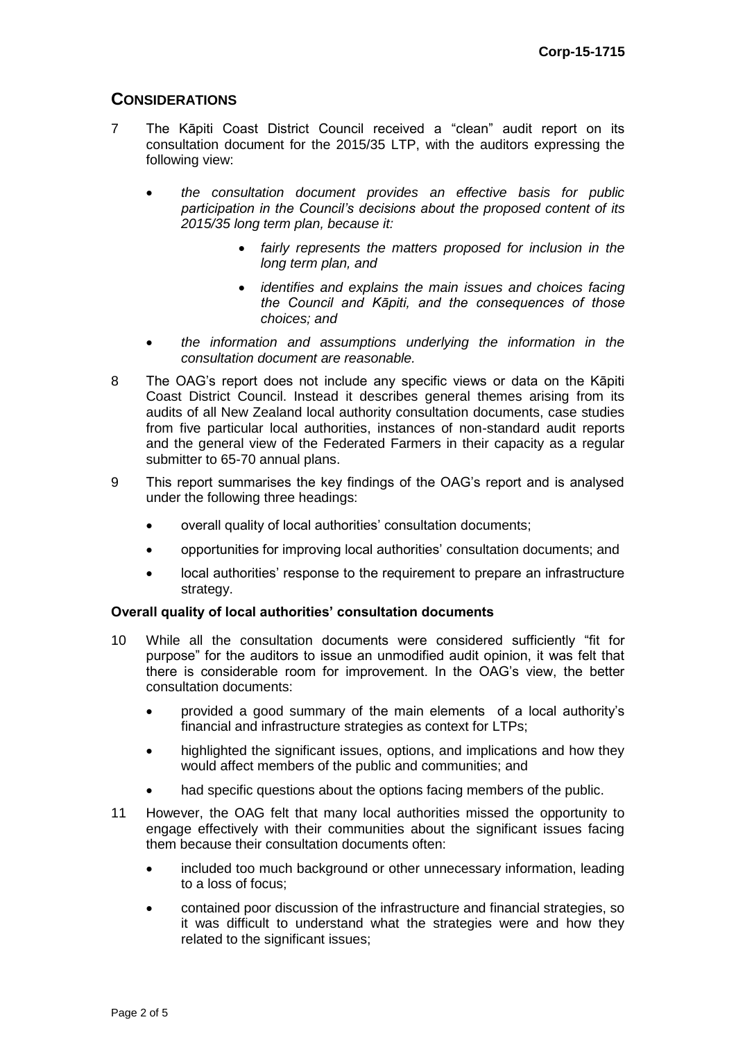## CONSIDERATIONS

7 The Kāpiti Coast District Council received a "clean" audit report on its consultation document for the 2015/35 LTP, with the auditors expressing the following view:

- *the consultation document provides an effective basis for public participation in the Council's decisions about the proposed content of its 2015/35 long term plan, because it:*
    - *fairly represents the matters proposed for inclusion in the long term plan, and*
    - *identifies and explains the main issues and choices facing the Council and Kāpiti, and the consequences of those choices; and*
- *the information and assumptions underlying the information in the consultation document are reasonable.*

8 The OAG's report does not include any specific views or data on the Kāpiti Coast District Council. Instead it describes general themes arising from its audits of all New Zealand local authority consultation documents, case studies from five particular local authorities, instances of non-standard audit reports and the general view of the Federated Farmers in their capacity as a regular submitter to 65-70 annual plans.

9 This report summarises the key findings of the OAG's report and is analysed under the following three headings:

- overall quality of local authorities' consultation documents;
- opportunities for improving local authorities' consultation documents; and
- local authorities' response to the requirement to prepare an infrastructure strategy.

**Overall quality of local authorities' consultation documents**

10 While all the consultation documents were considered sufficiently "fit for purpose" for the auditors to issue an unmodified audit opinion, it was felt that there is considerable room for improvement. In the OAG's view, the better consultation documents:

- provided a good summary of the main elements of a local authority's financial and infrastructure strategies as context for LTPs;
- highlighted the significant issues, options, and implications and how they would affect members of the public and communities; and
- had specific questions about the options facing members of the public.

11 However, the OAG felt that many local authorities missed the opportunity to engage effectively with their communities about the significant issues facing them because their consultation documents often:

- included too much background or other unnecessary information, leading to a loss of focus;
- contained poor discussion of the infrastructure and financial strategies, so it was difficult to understand what the strategies were and how they related to the significant issues;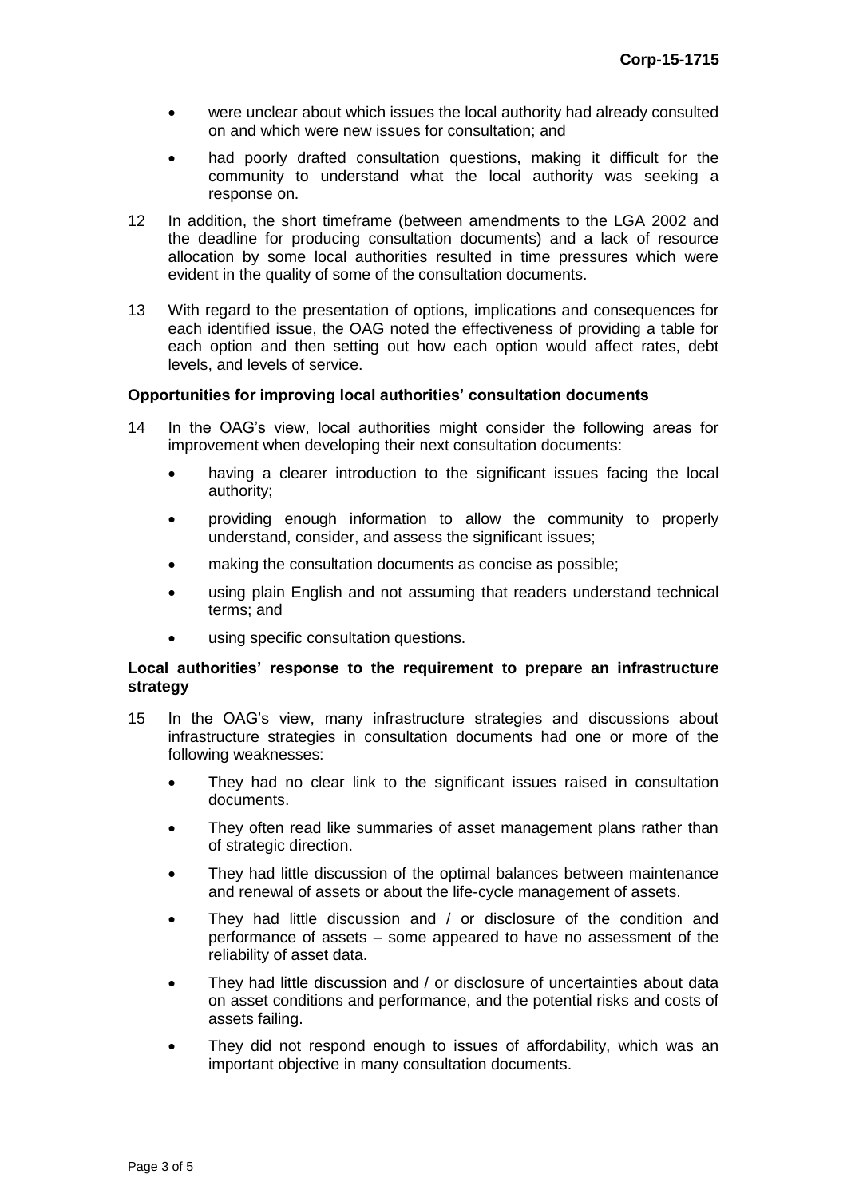- were unclear about which issues the local authority had already consulted on and which were new issues for consultation; and
- had poorly drafted consultation questions, making it difficult for the community to understand what the local authority was seeking a response on.

12 In addition, the short timeframe (between amendments to the LGA 2002 and the deadline for producing consultation documents) and a lack of resource allocation by some local authorities resulted in time pressures which were evident in the quality of some of the consultation documents.

13 With regard to the presentation of options, implications and consequences for each identified issue, the OAG noted the effectiveness of providing a table for each option and then setting out how each option would affect rates, debt levels, and levels of service.

**Opportunities for improving local authorities' consultation documents**

14 In the OAG's view, local authorities might consider the following areas for improvement when developing their next consultation documents:

- having a clearer introduction to the significant issues facing the local authority;
- providing enough information to allow the community to properly understand, consider, and assess the significant issues;
- making the consultation documents as concise as possible;
- using plain English and not assuming that readers understand technical terms; and
- using specific consultation questions.

**Local authorities' response to the requirement to prepare an infrastructure strategy**

15 In the OAG's view, many infrastructure strategies and discussions about infrastructure strategies in consultation documents had one or more of the following weaknesses:

- They had no clear link to the significant issues raised in consultation documents.
- They often read like summaries of asset management plans rather than of strategic direction.
- They had little discussion of the optimal balances between maintenance and renewal of assets or about the life-cycle management of assets.
- They had little discussion and / or disclosure of the condition and performance of assets – some appeared to have no assessment of the reliability of asset data.
- They had little discussion and / or disclosure of uncertainties about data on asset conditions and performance, and the potential risks and costs of assets failing.
- They did not respond enough to issues of affordability, which was an important objective in many consultation documents.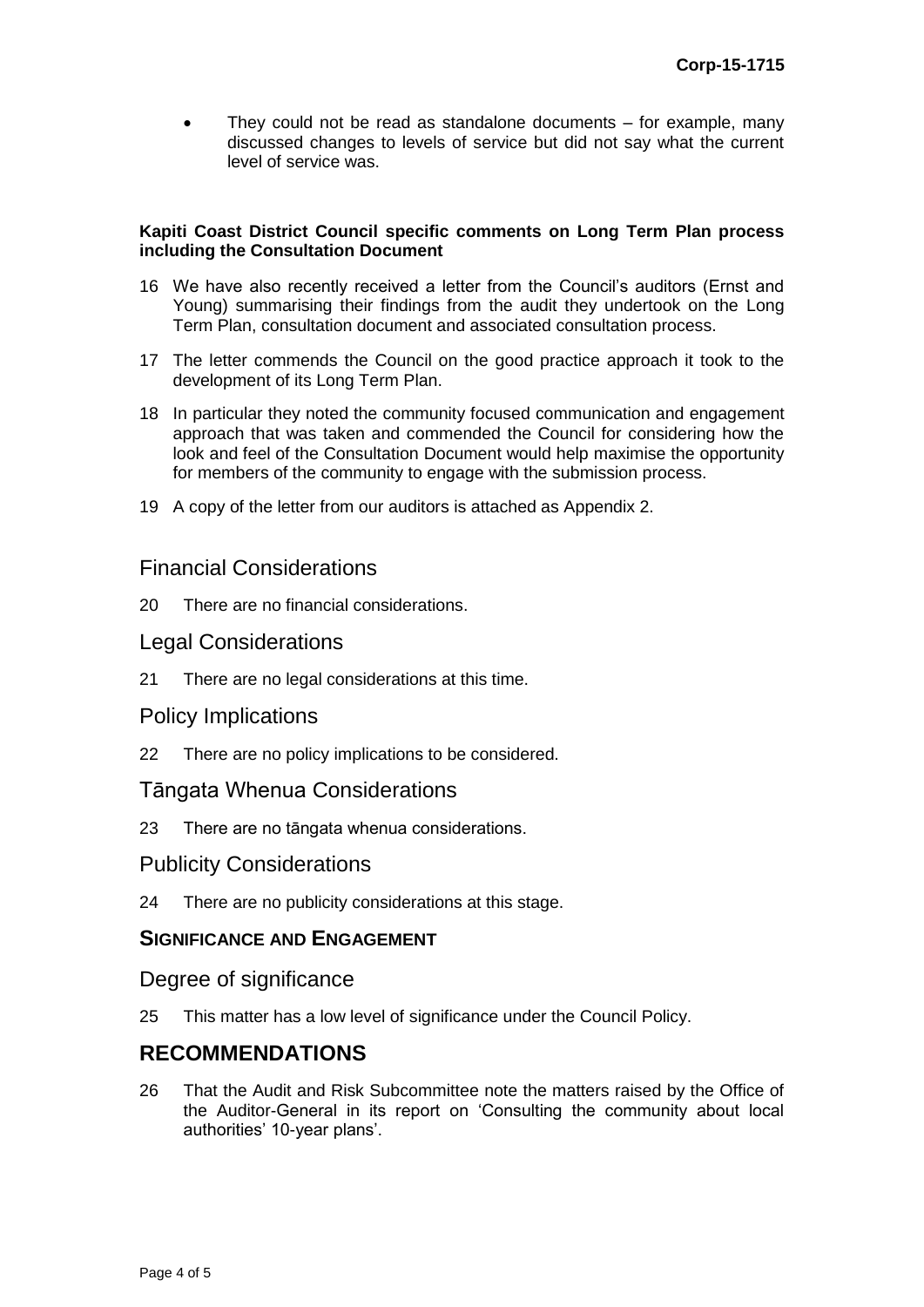- They could not be read as standalone documents – for example, many discussed changes to levels of service but did not say what the current level of service was.

**Kapiti Coast District Council specific comments on Long Term Plan process including the Consultation Document**

16 We have also recently received a letter from the Council's auditors (Ernst and Young) summarising their findings from the audit they undertook on the Long Term Plan, consultation document and associated consultation process.

17 The letter commends the Council on the good practice approach it took to the development of its Long Term Plan.

18 In particular they noted the community focused communication and engagement approach that was taken and commended the Council for considering how the look and feel of the Consultation Document would help maximise the opportunity for members of the community to engage with the submission process.

19 A copy of the letter from our auditors is attached as Appendix 2.

## Financial Considerations

20 There are no financial considerations.

## Legal Considerations

21 There are no legal considerations at this time.

## Policy Implications

22 There are no policy implications to be considered.

## Tāngata Whenua Considerations

23 There are no tāngata whenua considerations.

## Publicity Considerations

24 There are no publicity considerations at this stage.

## SIGNIFICANCE AND ENGAGEMENT

## Degree of significance

25 This matter has a low level of significance under the Council Policy.

## RECOMMENDATIONS

26 That the Audit and Risk Subcommittee note the matters raised by the Office of the Auditor-General in its report on 'Consulting the community about local authorities' 10-year plans'.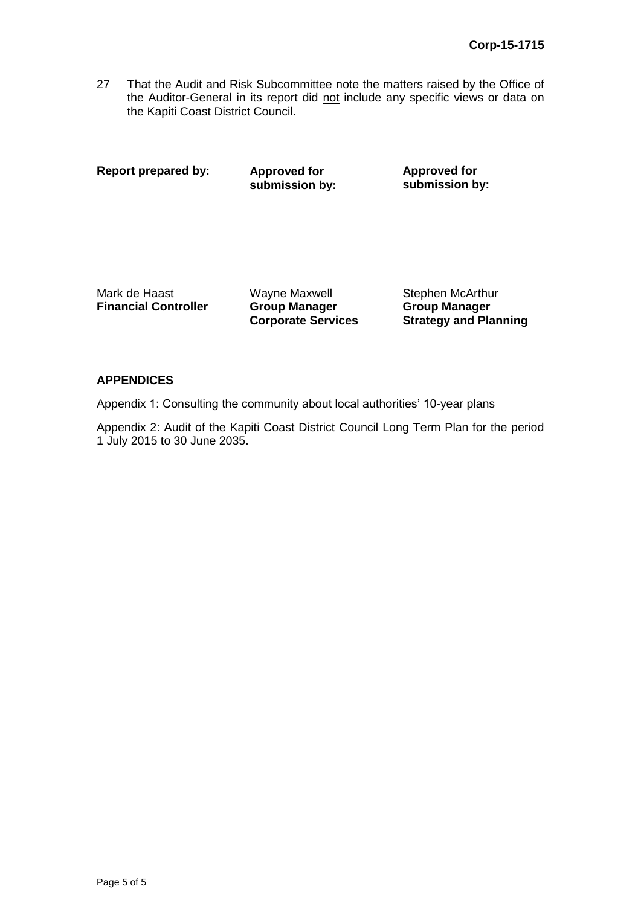27 That the Audit and Risk Subcommittee note the matters raised by the Office of the Auditor-General in its report did not include any specific views or data on the Kapiti Coast District Council.

| Report prepared by: | Approved for submission by: | Approved for submission by: |
|---|---|---|
| Mark de Haast | Wayne Maxwell | Stephen McArthur |
| **Financial Controller** | **Group Manager Corporate Services** | **Group Manager Strategy and Planning** |

**APPENDICES**

Appendix 1: Consulting the community about local authorities' 10-year plans

Appendix 2: Audit of the Kapiti Coast District Council Long Term Plan for the period 1 July 2015 to 30 June 2035.